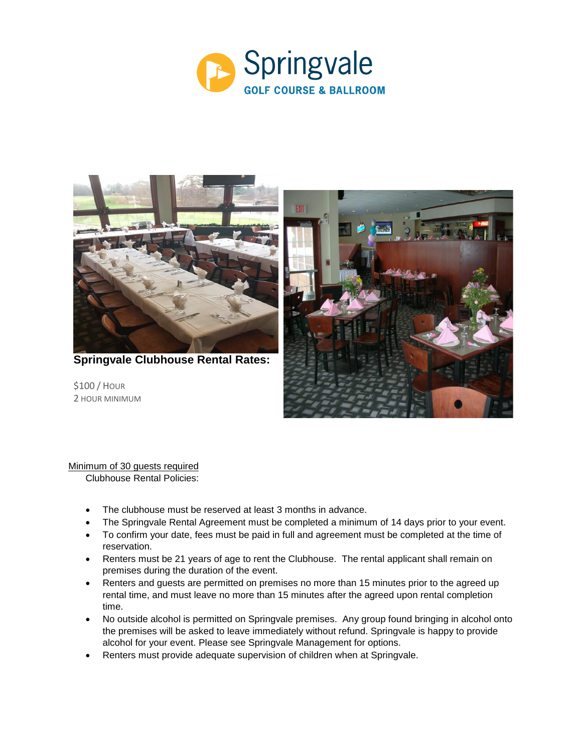Springvale

GOLF COURSE & BALLROOM

## Springvale Clubhouse Rental Rates:

$100 / HOUR
2 HOUR MINIMUM

Minimum of 30 guests required

Clubhouse Rental Policies:

- The clubhouse must be reserved at least 3 months in advance.
- The Springvale Rental Agreement must be completed a minimum of 14 days prior to your event.
- To confirm your date, fees must be paid in full and agreement must be completed at the time of reservation.
- Renters must be 21 years of age to rent the Clubhouse. The rental applicant shall remain on premises during the duration of the event.
- Renters and guests are permitted on premises no more than 15 minutes prior to the agreed up rental time, and must leave no more than 15 minutes after the agreed upon rental completion time.
- No outside alcohol is permitted on Springvale premises. Any group found bringing in alcohol onto the premises will be asked to leave immediately without refund. Springvale is happy to provide alcohol for your event. Please see Springvale Management for options.
- Renters must provide adequate supervision of children when at Springvale.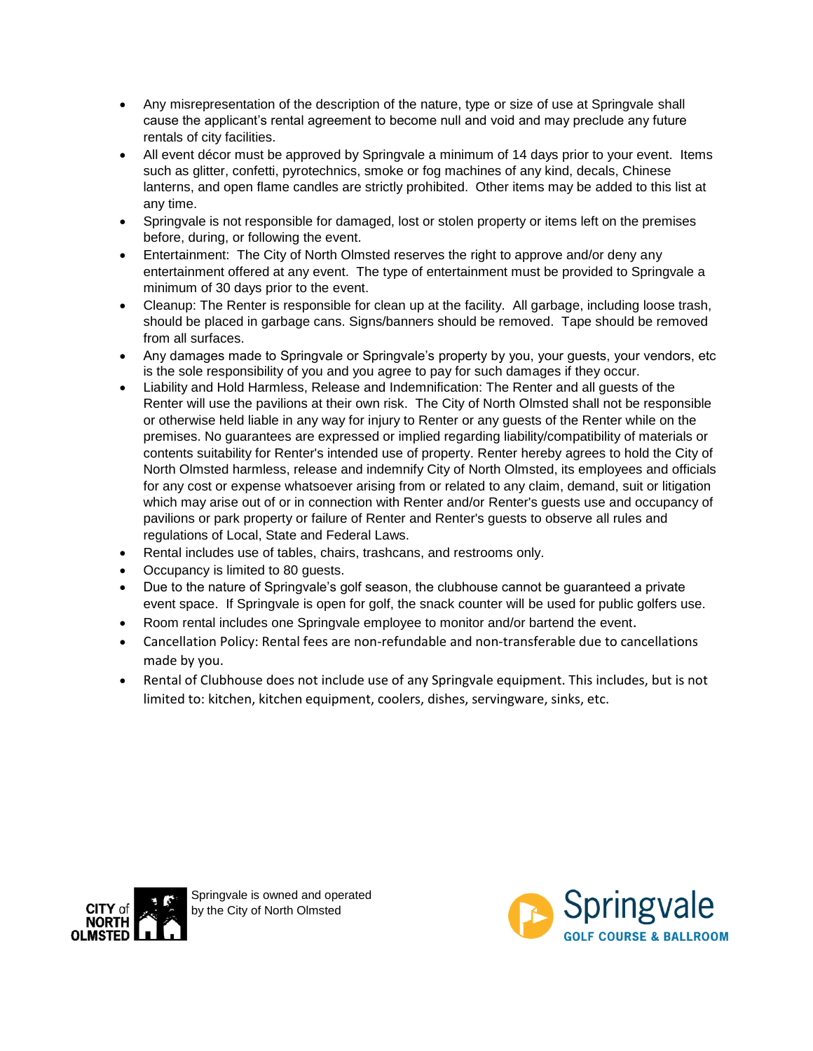- Any misrepresentation of the description of the nature, type or size of use at Springvale shall cause the applicant's rental agreement to become null and void and may preclude any future rentals of city facilities.
- All event décor must be approved by Springvale a minimum of 14 days prior to your event. Items such as glitter, confetti, pyrotechnics, smoke or fog machines of any kind, decals, Chinese lanterns, and open flame candles are strictly prohibited. Other items may be added to this list at any time.
- Springvale is not responsible for damaged, lost or stolen property or items left on the premises before, during, or following the event.
- Entertainment: The City of North Olmsted reserves the right to approve and/or deny any entertainment offered at any event. The type of entertainment must be provided to Springvale a minimum of 30 days prior to the event.
- Cleanup: The Renter is responsible for clean up at the facility. All garbage, including loose trash, should be placed in garbage cans. Signs/banners should be removed. Tape should be removed from all surfaces.
- Any damages made to Springvale or Springvale's property by you, your guests, your vendors, etc is the sole responsibility of you and you agree to pay for such damages if they occur.
- Liability and Hold Harmless, Release and Indemnification: The Renter and all guests of the Renter will use the pavilions at their own risk. The City of North Olmsted shall not be responsible or otherwise held liable in any way for injury to Renter or any guests of the Renter while on the premises. No guarantees are expressed or implied regarding liability/compatibility of materials or contents suitability for Renter's intended use of property. Renter hereby agrees to hold the City of North Olmsted harmless, release and indemnify City of North Olmsted, its employees and officials for any cost or expense whatsoever arising from or related to any claim, demand, suit or litigation which may arise out of or in connection with Renter and/or Renter's guests use and occupancy of pavilions or park property or failure of Renter and Renter's guests to observe all rules and regulations of Local, State and Federal Laws.
- Rental includes use of tables, chairs, trashcans, and restrooms only.
- Occupancy is limited to 80 guests.
- Due to the nature of Springvale's golf season, the clubhouse cannot be guaranteed a private event space. If Springvale is open for golf, the snack counter will be used for public golfers use.
- Room rental includes one Springvale employee to monitor and/or bartend the event.
- Cancellation Policy: Rental fees are non-refundable and non-transferable due to cancellations made by you.
- Rental of Clubhouse does not include use of any Springvale equipment. This includes, but is not limited to: kitchen, kitchen equipment, coolers, dishes, servingware, sinks, etc.

CITY of NORTH OLMSTED

Springvale is owned and operated by the City of North Olmsted

Springvale GOLF COURSE & BALLROOM